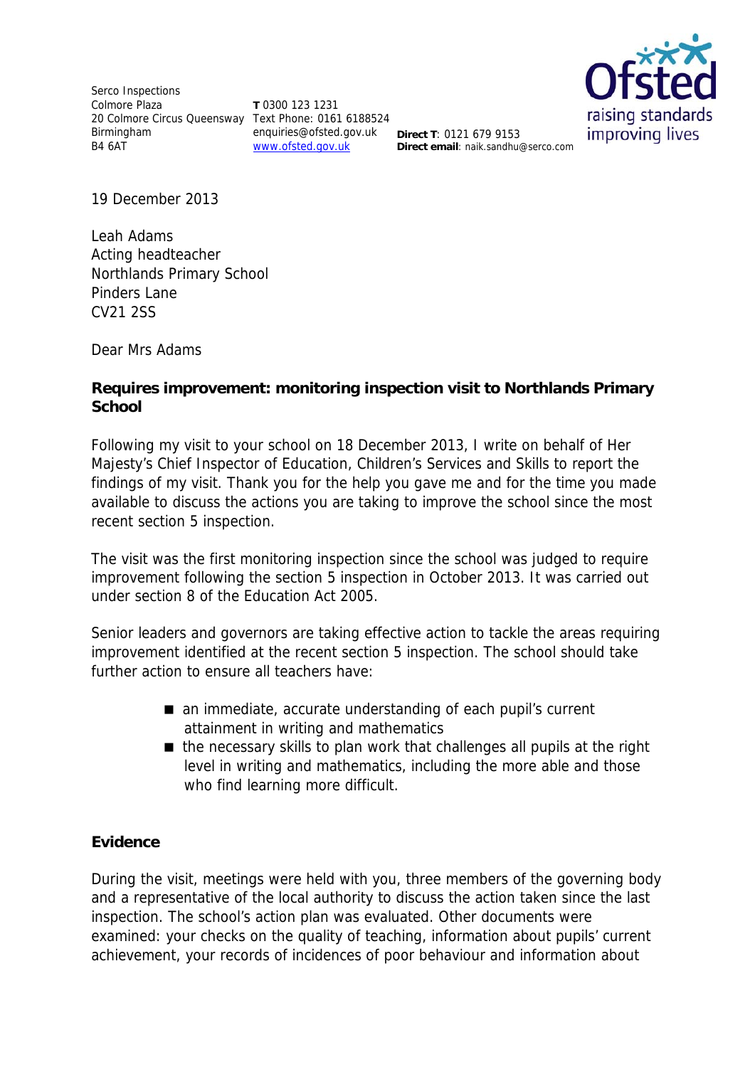Serco Inspections
Colmore Plaza
20 Colmore Circus Queensway
Birmingham
B4 6AT

**T** 0300 123 1231
Text Phone: 0161 6188524
enquiries@ofsted.gov.uk
www.ofsted.gov.uk

**Direct T**: 0121 679 9153
**Direct email**: naik.sandhu@serco.com

Ofsted
raising standards
improving lives

19 December 2013

Leah Adams
Acting headteacher
Northlands Primary School
Pinders Lane
CV21 2SS

Dear Mrs Adams

**Requires improvement: monitoring inspection visit to Northlands Primary School**

Following my visit to your school on 18 December 2013, I write on behalf of Her Majesty's Chief Inspector of Education, Children's Services and Skills to report the findings of my visit. Thank you for the help you gave me and for the time you made available to discuss the actions you are taking to improve the school since the most recent section 5 inspection.

The visit was the first monitoring inspection since the school was judged to require improvement following the section 5 inspection in October 2013. It was carried out under section 8 of the Education Act 2005.

Senior leaders and governors are taking effective action to tackle the areas requiring improvement identified at the recent section 5 inspection. The school should take further action to ensure all teachers have:

- an immediate, accurate understanding of each pupil's current attainment in writing and mathematics
- the necessary skills to plan work that challenges all pupils at the right level in writing and mathematics, including the more able and those who find learning more difficult.

**Evidence**

During the visit, meetings were held with you, three members of the governing body and a representative of the local authority to discuss the action taken since the last inspection. The school's action plan was evaluated. Other documents were examined: your checks on the quality of teaching, information about pupils' current achievement, your records of incidences of poor behaviour and information about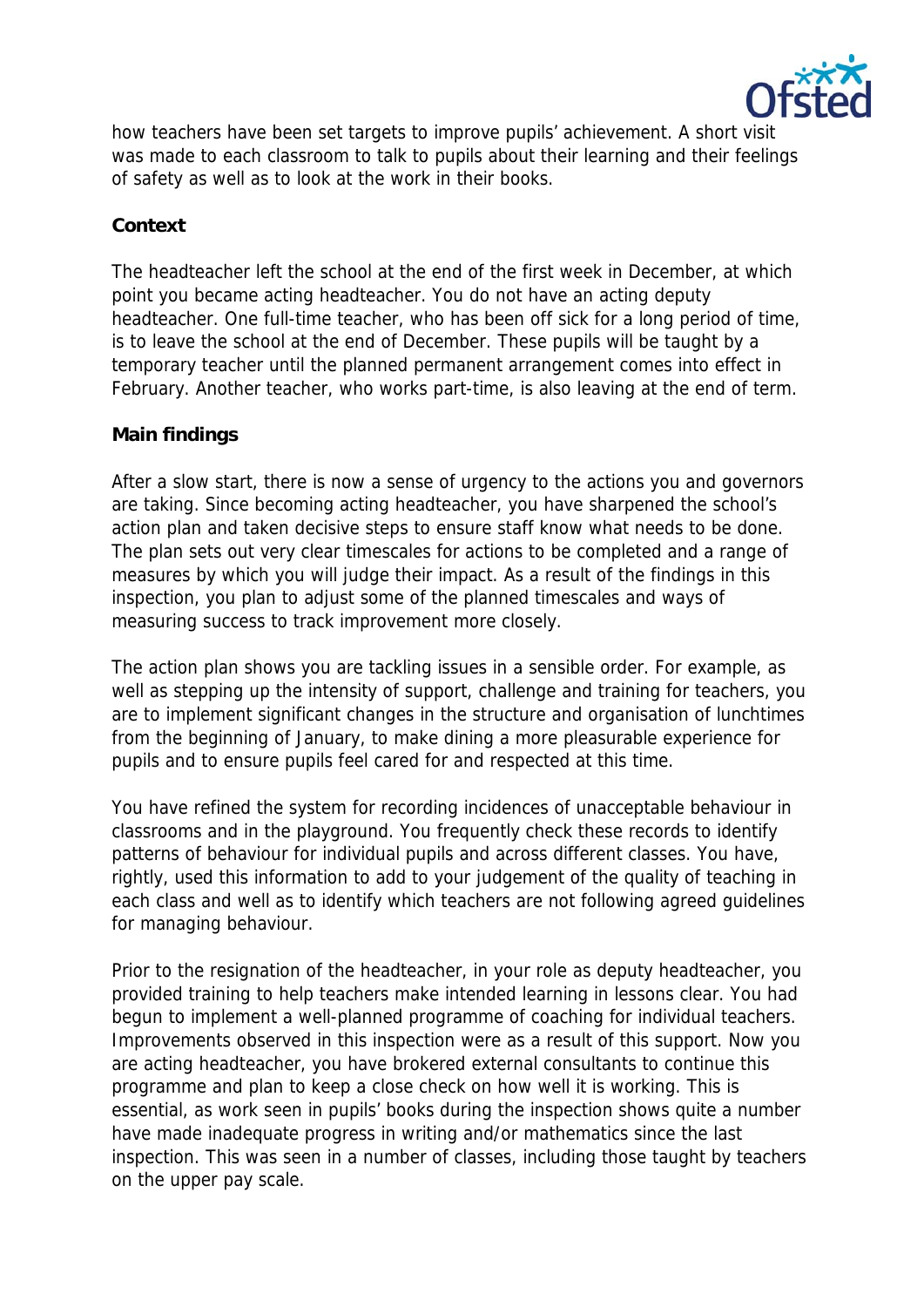how teachers have been set targets to improve pupils' achievement. A short visit was made to each classroom to talk to pupils about their learning and their feelings of safety as well as to look at the work in their books.

**Context**

The headteacher left the school at the end of the first week in December, at which point you became acting headteacher. You do not have an acting deputy headteacher. One full-time teacher, who has been off sick for a long period of time, is to leave the school at the end of December. These pupils will be taught by a temporary teacher until the planned permanent arrangement comes into effect in February. Another teacher, who works part-time, is also leaving at the end of term.

**Main findings**

After a slow start, there is now a sense of urgency to the actions you and governors are taking. Since becoming acting headteacher, you have sharpened the school's action plan and taken decisive steps to ensure staff know what needs to be done. The plan sets out very clear timescales for actions to be completed and a range of measures by which you will judge their impact. As a result of the findings in this inspection, you plan to adjust some of the planned timescales and ways of measuring success to track improvement more closely.

The action plan shows you are tackling issues in a sensible order. For example, as well as stepping up the intensity of support, challenge and training for teachers, you are to implement significant changes in the structure and organisation of lunchtimes from the beginning of January, to make dining a more pleasurable experience for pupils and to ensure pupils feel cared for and respected at this time.

You have refined the system for recording incidences of unacceptable behaviour in classrooms and in the playground. You frequently check these records to identify patterns of behaviour for individual pupils and across different classes. You have, rightly, used this information to add to your judgement of the quality of teaching in each class and well as to identify which teachers are not following agreed guidelines for managing behaviour.

Prior to the resignation of the headteacher, in your role as deputy headteacher, you provided training to help teachers make intended learning in lessons clear. You had begun to implement a well-planned programme of coaching for individual teachers. Improvements observed in this inspection were as a result of this support. Now you are acting headteacher, you have brokered external consultants to continue this programme and plan to keep a close check on how well it is working. This is essential, as work seen in pupils' books during the inspection shows quite a number have made inadequate progress in writing and/or mathematics since the last inspection. This was seen in a number of classes, including those taught by teachers on the upper pay scale.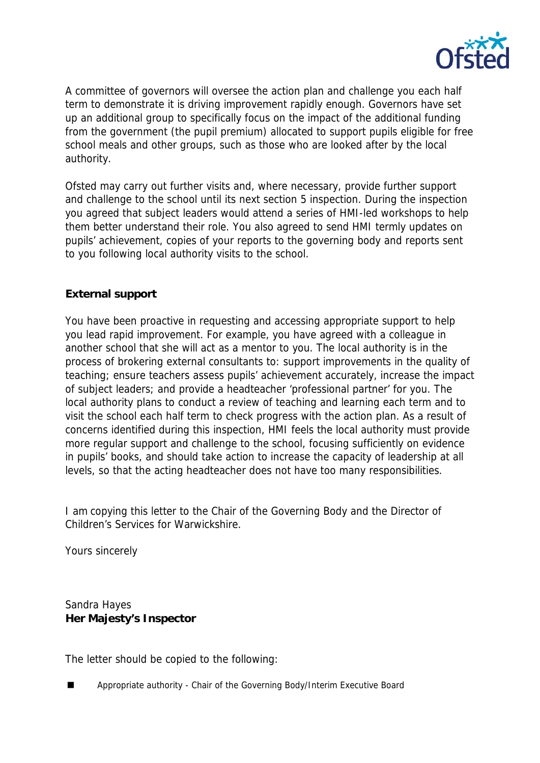A committee of governors will oversee the action plan and challenge you each half term to demonstrate it is driving improvement rapidly enough. Governors have set up an additional group to specifically focus on the impact of the additional funding from the government (the pupil premium) allocated to support pupils eligible for free school meals and other groups, such as those who are looked after by the local authority.

Ofsted may carry out further visits and, where necessary, provide further support and challenge to the school until its next section 5 inspection. During the inspection you agreed that subject leaders would attend a series of HMI-led workshops to help them better understand their role. You also agreed to send HMI termly updates on pupils' achievement, copies of your reports to the governing body and reports sent to you following local authority visits to the school.

**External support**

You have been proactive in requesting and accessing appropriate support to help you lead rapid improvement. For example, you have agreed with a colleague in another school that she will act as a mentor to you. The local authority is in the process of brokering external consultants to: support improvements in the quality of teaching; ensure teachers assess pupils' achievement accurately, increase the impact of subject leaders; and provide a headteacher 'professional partner' for you. The local authority plans to conduct a review of teaching and learning each term and to visit the school each half term to check progress with the action plan. As a result of concerns identified during this inspection, HMI feels the local authority must provide more regular support and challenge to the school, focusing sufficiently on evidence in pupils' books, and should take action to increase the capacity of leadership at all levels, so that the acting headteacher does not have too many responsibilities.

I am copying this letter to the Chair of the Governing Body and the Director of Children's Services for Warwickshire.

Yours sincerely

Sandra Hayes
**Her Majesty's Inspector**

The letter should be copied to the following:

- Appropriate authority - Chair of the Governing Body/Interim Executive Board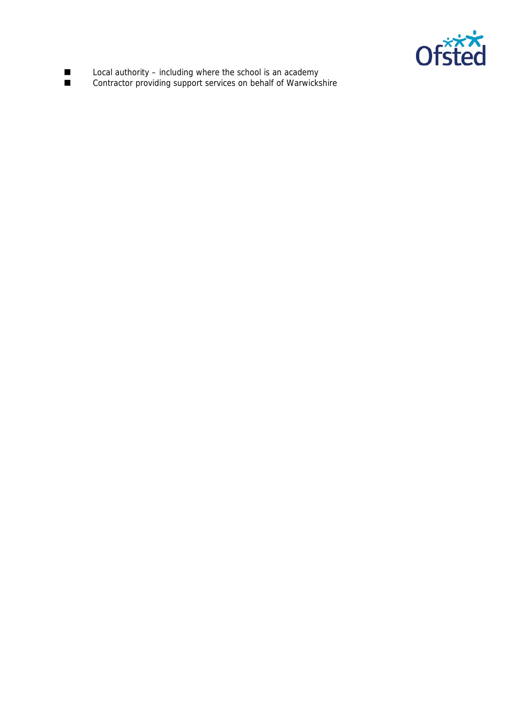- Local authority – including where the school is an academy
- Contractor providing support services on behalf of Warwickshire